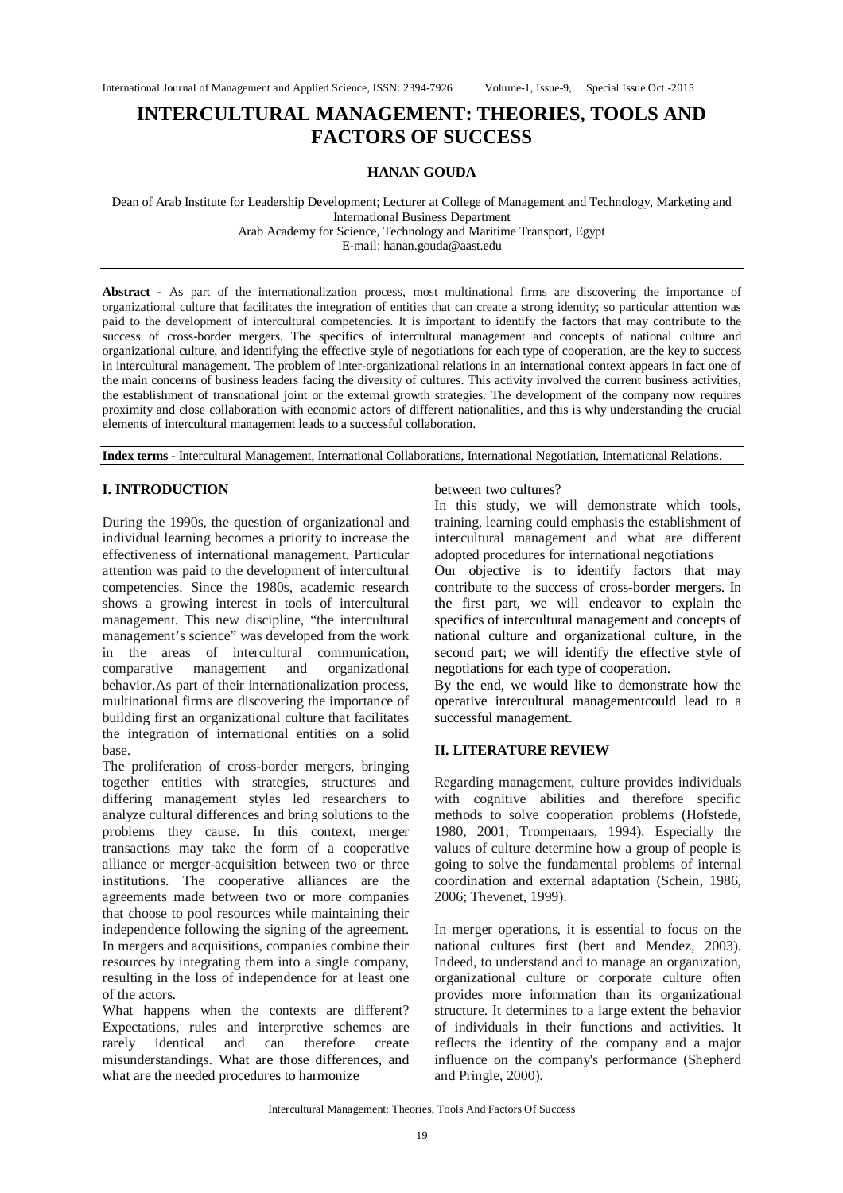# INTERCULTURAL MANAGEMENT: THEORIES, TOOLS AND FACTORS OF SUCCESS

**HANAN GOUDA**

Dean of Arab Institute for Leadership Development; Lecturer at College of Management and Technology, Marketing and International Business Department
Arab Academy for Science, Technology and Maritime Transport, Egypt
E-mail: hanan.gouda@aast.edu

**Abstract -** As part of the internationalization process, most multinational firms are discovering the importance of organizational culture that facilitates the integration of entities that can create a strong identity; so particular attention was paid to the development of intercultural competencies. It is important to identify the factors that may contribute to the success of cross-border mergers. The specifics of intercultural management and concepts of national culture and organizational culture, and identifying the effective style of negotiations for each type of cooperation, are the key to success in intercultural management. The problem of inter-organizational relations in an international context appears in fact one of the main concerns of business leaders facing the diversity of cultures. This activity involved the current business activities, the establishment of transnational joint or the external growth strategies. The development of the company now requires proximity and close collaboration with economic actors of different nationalities, and this is why understanding the crucial elements of intercultural management leads to a successful collaboration.

**Index terms -** Intercultural Management, International Collaborations, International Negotiation, International Relations.

## I. INTRODUCTION

During the 1990s, the question of organizational and individual learning becomes a priority to increase the effectiveness of international management. Particular attention was paid to the development of intercultural competencies. Since the 1980s, academic research shows a growing interest in tools of intercultural management. This new discipline, "the intercultural management's science" was developed from the work in the areas of intercultural communication, comparative management and organizational behavior.As part of their internationalization process, multinational firms are discovering the importance of building first an organizational culture that facilitates the integration of international entities on a solid base.

The proliferation of cross-border mergers, bringing together entities with strategies, structures and differing management styles led researchers to analyze cultural differences and bring solutions to the problems they cause. In this context, merger transactions may take the form of a cooperative alliance or merger-acquisition between two or three institutions. The cooperative alliances are the agreements made between two or more companies that choose to pool resources while maintaining their independence following the signing of the agreement. In mergers and acquisitions, companies combine their resources by integrating them into a single company, resulting in the loss of independence for at least one of the actors.

What happens when the contexts are different? Expectations, rules and interpretive schemes are rarely identical and can therefore create misunderstandings. What are those differences, and what are the needed procedures to harmonize between two cultures?

In this study, we will demonstrate which tools, training, learning could emphasis the establishment of intercultural management and what are different adopted procedures for international negotiations

Our objective is to identify factors that may contribute to the success of cross-border mergers. In the first part, we will endeavor to explain the specifics of intercultural management and concepts of national culture and organizational culture, in the second part; we will identify the effective style of negotiations for each type of cooperation.

By the end, we would like to demonstrate how the operative intercultural managementcould lead to a successful management.

## II. LITERATURE REVIEW

Regarding management, culture provides individuals with cognitive abilities and therefore specific methods to solve cooperation problems (Hofstede, 1980, 2001; Trompenaars, 1994). Especially the values of culture determine how a group of people is going to solve the fundamental problems of internal coordination and external adaptation (Schein, 1986, 2006; Thevenet, 1999).

In merger operations, it is essential to focus on the national cultures first (bert and Mendez, 2003). Indeed, to understand and to manage an organization, organizational culture or corporate culture often provides more information than its organizational structure. It determines to a large extent the behavior of individuals in their functions and activities. It reflects the identity of the company and a major influence on the company's performance (Shepherd and Pringle, 2000).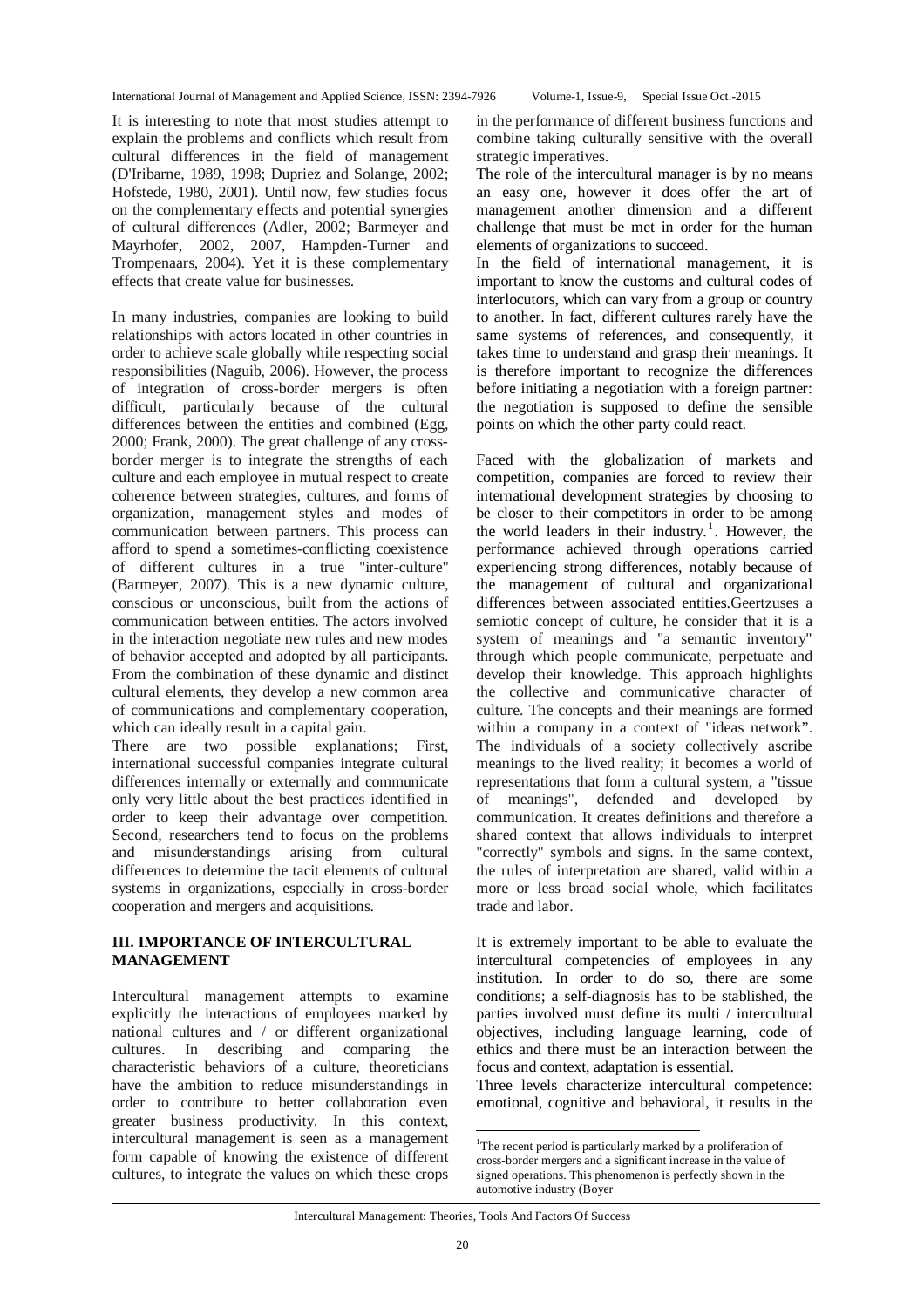It is interesting to note that most studies attempt to explain the problems and conflicts which result from cultural differences in the field of management (D'Iribarne, 1989, 1998; Dupriez and Solange, 2002; Hofstede, 1980, 2001). Until now, few studies focus on the complementary effects and potential synergies of cultural differences (Adler, 2002; Barmeyer and Mayrhofer, 2002, 2007, Hampden-Turner and Trompenaars, 2004). Yet it is these complementary effects that create value for businesses.

In many industries, companies are looking to build relationships with actors located in other countries in order to achieve scale globally while respecting social responsibilities (Naguib, 2006). However, the process of integration of cross-border mergers is often difficult, particularly because of the cultural differences between the entities and combined (Egg, 2000; Frank, 2000). The great challenge of any cross-border merger is to integrate the strengths of each culture and each employee in mutual respect to create coherence between strategies, cultures, and forms of organization, management styles and modes of communication between partners. This process can afford to spend a sometimes-conflicting coexistence of different cultures in a true "inter-culture" (Barmeyer, 2007). This is a new dynamic culture, conscious or unconscious, built from the actions of communication between entities. The actors involved in the interaction negotiate new rules and new modes of behavior accepted and adopted by all participants. From the combination of these dynamic and distinct cultural elements, they develop a new common area of communications and complementary cooperation, which can ideally result in a capital gain.

There are two possible explanations; First, international successful companies integrate cultural differences internally or externally and communicate only very little about the best practices identified in order to keep their advantage over competition. Second, researchers tend to focus on the problems and misunderstandings arising from cultural differences to determine the tacit elements of cultural systems in organizations, especially in cross-border cooperation and mergers and acquisitions.

## III. IMPORTANCE OF INTERCULTURAL MANAGEMENT

Intercultural management attempts to examine explicitly the interactions of employees marked by national cultures and / or different organizational cultures. In describing and comparing the characteristic behaviors of a culture, theoreticians have the ambition to reduce misunderstandings in order to contribute to better collaboration even greater business productivity. In this context, intercultural management is seen as a management form capable of knowing the existence of different cultures, to integrate the values on which these crops in the performance of different business functions and combine taking culturally sensitive with the overall strategic imperatives.

The role of the intercultural manager is by no means an easy one, however it does offer the art of management another dimension and a different challenge that must be met in order for the human elements of organizations to succeed.

In the field of international management, it is important to know the customs and cultural codes of interlocutors, which can vary from a group or country to another. In fact, different cultures rarely have the same systems of references, and consequently, it takes time to understand and grasp their meanings. It is therefore important to recognize the differences before initiating a negotiation with a foreign partner: the negotiation is supposed to define the sensible points on which the other party could react.

Faced with the globalization of markets and competition, companies are forced to review their international development strategies by choosing to be closer to their competitors in order to be among the world leaders in their industry.[1]. However, the performance achieved through operations carried experiencing strong differences, notably because of the management of cultural and organizational differences between associated entities.Geertzuses a semiotic concept of culture, he consider that it is a system of meanings and "a semantic inventory" through which people communicate, perpetuate and develop their knowledge. This approach highlights the collective and communicative character of culture. The concepts and their meanings are formed within a company in a context of "ideas network". The individuals of a society collectively ascribe meanings to the lived reality; it becomes a world of representations that form a cultural system, a "tissue of meanings", defended and developed by communication. It creates definitions and therefore a shared context that allows individuals to interpret "correctly" symbols and signs. In the same context, the rules of interpretation are shared, valid within a more or less broad social whole, which facilitates trade and labor.

It is extremely important to be able to evaluate the intercultural competencies of employees in any institution. In order to do so, there are some conditions; a self-diagnosis has to be stablished, the parties involved must define its multi / intercultural objectives, including language learning, code of ethics and there must be an interaction between the focus and context, adaptation is essential.

Three levels characterize intercultural competence: emotional, cognitive and behavioral, it results in the

[1]The recent period is particularly marked by a proliferation of cross-border mergers and a significant increase in the value of signed operations. This phenomenon is perfectly shown in the automotive industry (Boyer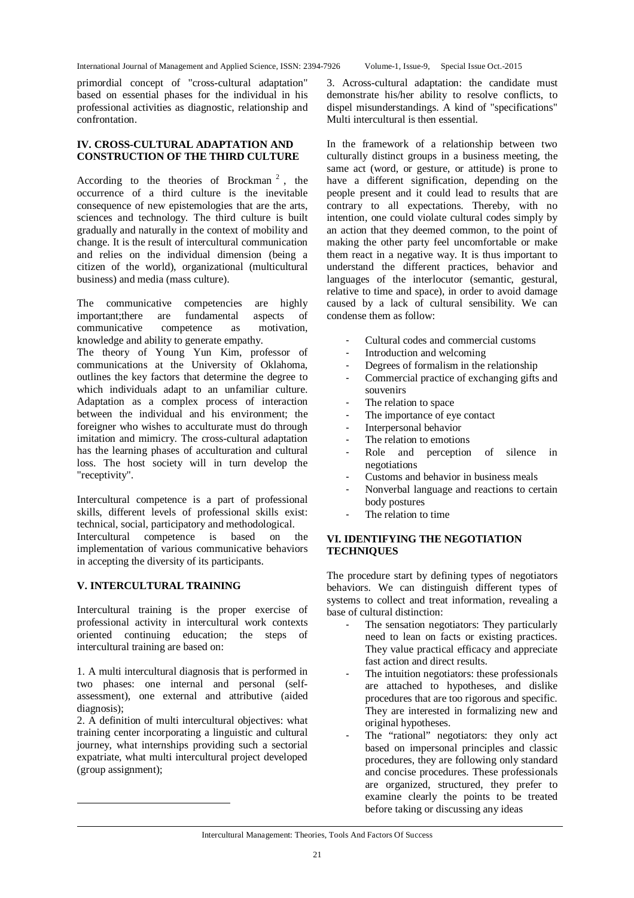primordial concept of "cross-cultural adaptation" based on essential phases for the individual in his professional activities as diagnostic, relationship and confrontation.

## IV. CROSS-CULTURAL ADAPTATION AND CONSTRUCTION OF THE THIRD CULTURE

According to the theories of Brockman [2], the occurrence of a third culture is the inevitable consequence of new epistemologies that are the arts, sciences and technology. The third culture is built gradually and naturally in the context of mobility and change. It is the result of intercultural communication and relies on the individual dimension (being a citizen of the world), organizational (multicultural business) and media (mass culture).

The communicative competencies are highly important;there are fundamental aspects of communicative competence as motivation, knowledge and ability to generate empathy.
The theory of Young Yun Kim, professor of communications at the University of Oklahoma, outlines the key factors that determine the degree to which individuals adapt to an unfamiliar culture. Adaptation as a complex process of interaction between the individual and his environment; the foreigner who wishes to acculturate must do through imitation and mimicry. The cross-cultural adaptation has the learning phases of acculturation and cultural loss. The host society will in turn develop the "receptivity".

Intercultural competence is a part of professional skills, different levels of professional skills exist: technical, social, participatory and methodological.
Intercultural competence is based on the implementation of various communicative behaviors in accepting the diversity of its participants.

## V. INTERCULTURAL TRAINING

Intercultural training is the proper exercise of professional activity in intercultural work contexts oriented continuing education; the steps of intercultural training are based on:

1. A multi intercultural diagnosis that is performed in two phases: one internal and personal (self-assessment), one external and attributive (aided diagnosis);
2. A definition of multi intercultural objectives: what training center incorporating a linguistic and cultural journey, what internships providing such a sectorial expatriate, what multi intercultural project developed (group assignment);
3. Across-cultural adaptation: the candidate must demonstrate his/her ability to resolve conflicts, to dispel misunderstandings. A kind of "specifications" Multi intercultural is then essential.

In the framework of a relationship between two culturally distinct groups in a business meeting, the same act (word, or gesture, or attitude) is prone to have a different signification, depending on the people present and it could lead to results that are contrary to all expectations. Thereby, with no intention, one could violate cultural codes simply by an action that they deemed common, to the point of making the other party feel uncomfortable or make them react in a negative way. It is thus important to understand the different practices, behavior and languages of the interlocutor (semantic, gestural, relative to time and space), in order to avoid damage caused by a lack of cultural sensibility. We can condense them as follow:

- Cultural codes and commercial customs
- Introduction and welcoming
- Degrees of formalism in the relationship
- Commercial practice of exchanging gifts and souvenirs
- The relation to space
- The importance of eye contact
- Interpersonal behavior
- The relation to emotions
- Role and perception of silence in negotiations
- Customs and behavior in business meals
- Nonverbal language and reactions to certain body postures
- The relation to time

## VI. IDENTIFYING THE NEGOTIATION TECHNIQUES

The procedure start by defining types of negotiators behaviors. We can distinguish different types of systems to collect and treat information, revealing a base of cultural distinction:

- The sensation negotiators: They particularly need to lean on facts or existing practices. They value practical efficacy and appreciate fast action and direct results.
- The intuition negotiators: these professionals are attached to hypotheses, and dislike procedures that are too rigorous and specific. They are interested in formalizing new and original hypotheses.
- The "rational" negotiators: they only act based on impersonal principles and classic procedures, they are following only standard and concise procedures. These professionals are organized, structured, they prefer to examine clearly the points to be treated before taking or discussing any ideas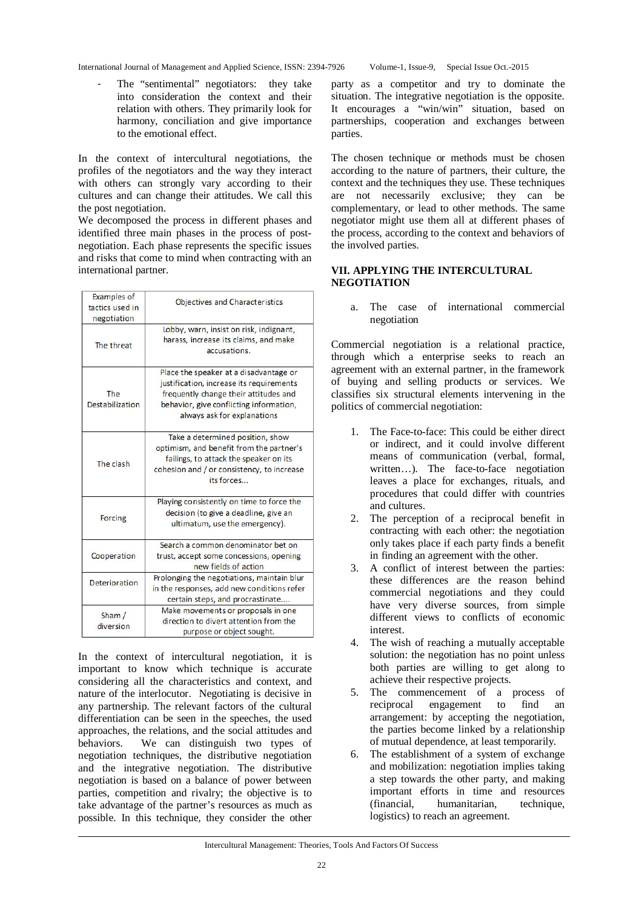- The "sentimental" negotiators: they take into consideration the context and their relation with others. They primarily look for harmony, conciliation and give importance to the emotional effect.

In the context of intercultural negotiations, the profiles of the negotiators and the way they interact with others can strongly vary according to their cultures and can change their attitudes. We call this the post negotiation.

We decomposed the process in different phases and identified three main phases in the process of post-negotiation. Each phase represents the specific issues and risks that come to mind when contracting with an international partner.

| Examples of tactics used in negotiation | Objectives and Characteristics |
|---|---|
| The threat | Lobby, warn, insist on risk, indignant, harass, increase its claims, and make accusations. |
| The Destabilization | Place the speaker at a disadvantage or justification, increase its requirements frequently change their attitudes and behavior, give conflicting information, always ask for explanations |
| The clash | Take a determined position, show optimism, and benefit from the partner's failings, to attack the speaker on its cohesion and / or consistency, to increase its forces... |
| Forcing | Playing consistently on time to force the decision (to give a deadline, give an ultimatum, use the emergency). |
| Cooperation | Search a common denominator bet on trust, accept some concessions, opening new fields of action |
| Deterioration | Prolonging the negotiations, maintain blur in the responses, add new conditions refer certain steps, and procrastinate.... |
| Sham / diversion | Make movements or proposals in one direction to divert attention from the purpose or object sought. |

In the context of intercultural negotiation, it is important to know which technique is accurate considering all the characteristics and context, and nature of the interlocutor. Negotiating is decisive in any partnership. The relevant factors of the cultural differentiation can be seen in the speeches, the used approaches, the relations, and the social attitudes and behaviors. We can distinguish two types of negotiation techniques, the distributive negotiation and the integrative negotiation. The distributive negotiation is based on a balance of power between parties, competition and rivalry; the objective is to take advantage of the partner's resources as much as possible. In this technique, they consider the other party as a competitor and try to dominate the situation. The integrative negotiation is the opposite. It encourages a "win/win" situation, based on partnerships, cooperation and exchanges between parties.

The chosen technique or methods must be chosen according to the nature of partners, their culture, the context and the techniques they use. These techniques are not necessarily exclusive; they can be complementary, or lead to other methods. The same negotiator might use them all at different phases of the process, according to the context and behaviors of the involved parties.

## VII. APPLYING THE INTERCULTURAL NEGOTIATION

a. The case of international commercial negotiation

Commercial negotiation is a relational practice, through which a enterprise seeks to reach an agreement with an external partner, in the framework of buying and selling products or services. We classifies six structural elements intervening in the politics of commercial negotiation:

1. The Face-to-face: This could be either direct or indirect, and it could involve different means of communication (verbal, formal, written…). The face-to-face negotiation leaves a place for exchanges, rituals, and procedures that could differ with countries and cultures.
2. The perception of a reciprocal benefit in contracting with each other: the negotiation only takes place if each party finds a benefit in finding an agreement with the other.
3. A conflict of interest between the parties: these differences are the reason behind commercial negotiations and they could have very diverse sources, from simple different views to conflicts of economic interest.
4. The wish of reaching a mutually acceptable solution: the negotiation has no point unless both parties are willing to get along to achieve their respective projects.
5. The commencement of a process of reciprocal engagement to find an arrangement: by accepting the negotiation, the parties become linked by a relationship of mutual dependence, at least temporarily.
6. The establishment of a system of exchange and mobilization: negotiation implies taking a step towards the other party, and making important efforts in time and resources (financial, humanitarian, technique, logistics) to reach an agreement.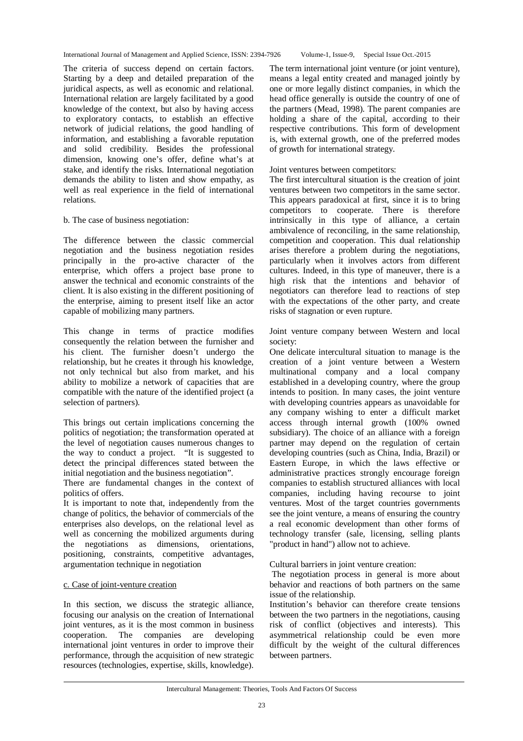The criteria of success depend on certain factors. Starting by a deep and detailed preparation of the juridical aspects, as well as economic and relational. International relation are largely facilitated by a good knowledge of the context, but also by having access to exploratory contacts, to establish an effective network of judicial relations, the good handling of information, and establishing a favorable reputation and solid credibility. Besides the professional dimension, knowing one's offer, define what's at stake, and identify the risks. International negotiation demands the ability to listen and show empathy, as well as real experience in the field of international relations.

b. The case of business negotiation:

The difference between the classic commercial negotiation and the business negotiation resides principally in the pro-active character of the enterprise, which offers a project base prone to answer the technical and economic constraints of the client. It is also existing in the different positioning of the enterprise, aiming to present itself like an actor capable of mobilizing many partners.

This change in terms of practice modifies consequently the relation between the furnisher and his client. The furnisher doesn't undergo the relationship, but he creates it through his knowledge, not only technical but also from market, and his ability to mobilize a network of capacities that are compatible with the nature of the identified project (a selection of partners).

This brings out certain implications concerning the politics of negotiation; the transformation operated at the level of negotiation causes numerous changes to the way to conduct a project. "It is suggested to detect the principal differences stated between the initial negotiation and the business negotiation".

There are fundamental changes in the context of politics of offers.

It is important to note that, independently from the change of politics, the behavior of commercials of the enterprises also develops, on the relational level as well as concerning the mobilized arguments during the negotiations as dimensions, orientations, positioning, constraints, competitive advantages, argumentation technique in negotiation

c. Case of joint-venture creation

In this section, we discuss the strategic alliance, focusing our analysis on the creation of International joint ventures, as it is the most common in business cooperation. The companies are developing international joint ventures in order to improve their performance, through the acquisition of new strategic resources (technologies, expertise, skills, knowledge).

The term international joint venture (or joint venture), means a legal entity created and managed jointly by one or more legally distinct companies, in which the head office generally is outside the country of one of the partners (Mead, 1998). The parent companies are holding a share of the capital, according to their respective contributions. This form of development is, with external growth, one of the preferred modes of growth for international strategy.

Joint ventures between competitors:

The first intercultural situation is the creation of joint ventures between two competitors in the same sector. This appears paradoxical at first, since it is to bring competitors to cooperate. There is therefore intrinsically in this type of alliance, a certain ambivalence of reconciling, in the same relationship, competition and cooperation. This dual relationship arises therefore a problem during the negotiations, particularly when it involves actors from different cultures. Indeed, in this type of maneuver, there is a high risk that the intentions and behavior of negotiators can therefore lead to reactions of step with the expectations of the other party, and create risks of stagnation or even rupture.

Joint venture company between Western and local society:

One delicate intercultural situation to manage is the creation of a joint venture between a Western multinational company and a local company established in a developing country, where the group intends to position. In many cases, the joint venture with developing countries appears as unavoidable for any company wishing to enter a difficult market access through internal growth (100% owned subsidiary). The choice of an alliance with a foreign partner may depend on the regulation of certain developing countries (such as China, India, Brazil) or Eastern Europe, in which the laws effective or administrative practices strongly encourage foreign companies to establish structured alliances with local companies, including having recourse to joint ventures. Most of the target countries governments see the joint venture, a means of ensuring the country a real economic development than other forms of technology transfer (sale, licensing, selling plants "product in hand") allow not to achieve.

Cultural barriers in joint venture creation:

The negotiation process in general is more about behavior and reactions of both partners on the same issue of the relationship.

Institution's behavior can therefore create tensions between the two partners in the negotiations, causing risk of conflict (objectives and interests). This asymmetrical relationship could be even more difficult by the weight of the cultural differences between partners.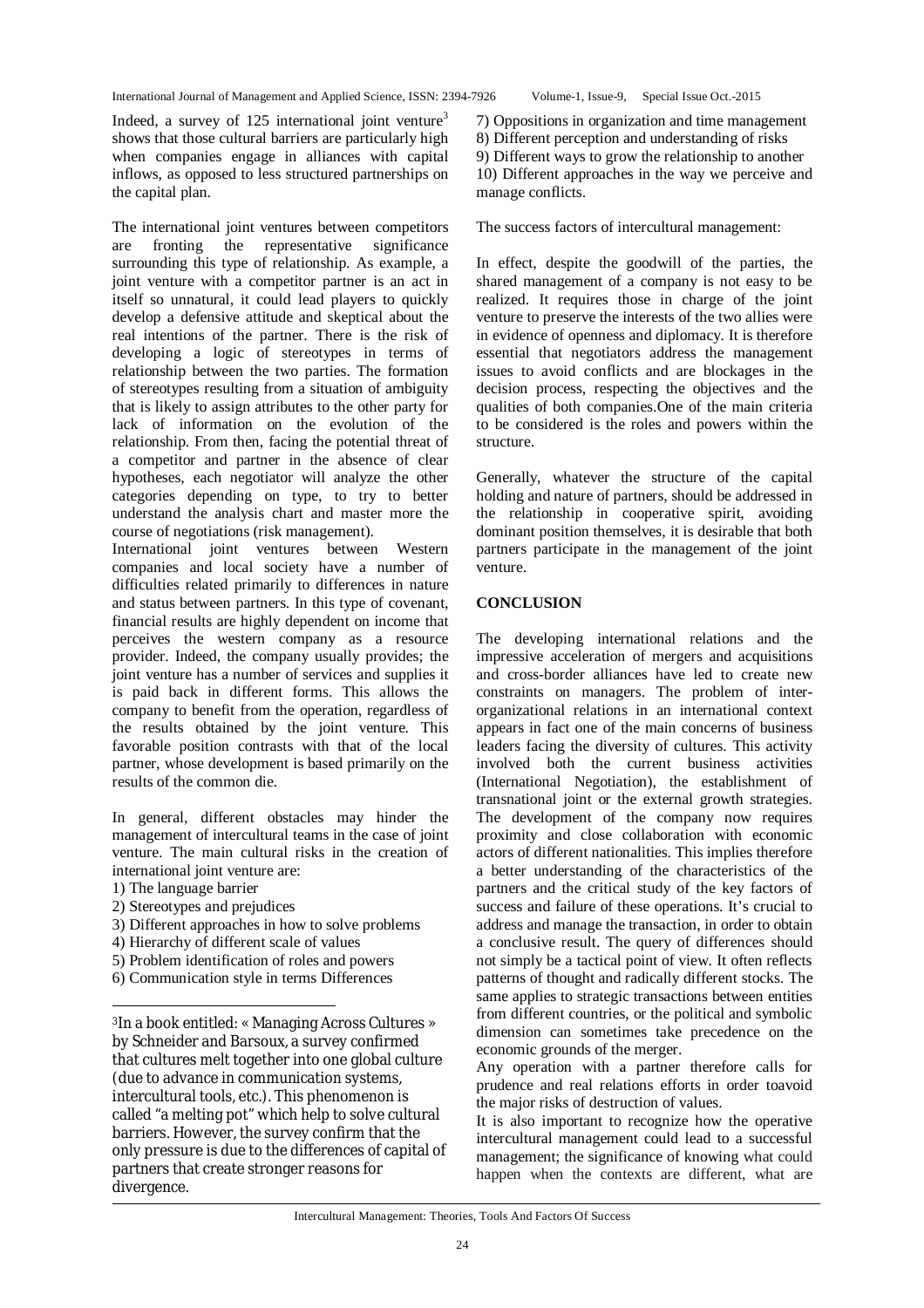Indeed, a survey of 125 international joint venture[3] shows that those cultural barriers are particularly high when companies engage in alliances with capital inflows, as opposed to less structured partnerships on the capital plan.

The international joint ventures between competitors are fronting the representative significance surrounding this type of relationship. As example, a joint venture with a competitor partner is an act in itself so unnatural, it could lead players to quickly develop a defensive attitude and skeptical about the real intentions of the partner. There is the risk of developing a logic of stereotypes in terms of relationship between the two parties. The formation of stereotypes resulting from a situation of ambiguity that is likely to assign attributes to the other party for lack of information on the evolution of the relationship. From then, facing the potential threat of a competitor and partner in the absence of clear hypotheses, each negotiator will analyze the other categories depending on type, to try to better understand the analysis chart and master more the course of negotiations (risk management).

International joint ventures between Western companies and local society have a number of difficulties related primarily to differences in nature and status between partners. In this type of covenant, financial results are highly dependent on income that perceives the western company as a resource provider. Indeed, the company usually provides; the joint venture has a number of services and supplies it is paid back in different forms. This allows the company to benefit from the operation, regardless of the results obtained by the joint venture. This favorable position contrasts with that of the local partner, whose development is based primarily on the results of the common die.

In general, different obstacles may hinder the management of intercultural teams in the case of joint venture. The main cultural risks in the creation of international joint venture are:

1) The language barrier
2) Stereotypes and prejudices
3) Different approaches in how to solve problems
4) Hierarchy of different scale of values
5) Problem identification of roles and powers
6) Communication style in terms Differences
7) Oppositions in organization and time management
8) Different perception and understanding of risks
9) Different ways to grow the relationship to another
10) Different approaches in the way we perceive and manage conflicts.

The success factors of intercultural management:

In effect, despite the goodwill of the parties, the shared management of a company is not easy to be realized. It requires those in charge of the joint venture to preserve the interests of the two allies were in evidence of openness and diplomacy. It is therefore essential that negotiators address the management issues to avoid conflicts and are blockages in the decision process, respecting the objectives and the qualities of both companies.One of the main criteria to be considered is the roles and powers within the structure.

Generally, whatever the structure of the capital holding and nature of partners, should be addressed in the relationship in cooperative spirit, avoiding dominant position themselves, it is desirable that both partners participate in the management of the joint venture.

## CONCLUSION

The developing international relations and the impressive acceleration of mergers and acquisitions and cross-border alliances have led to create new constraints on managers. The problem of inter-organizational relations in an international context appears in fact one of the main concerns of business leaders facing the diversity of cultures. This activity involved both the current business activities (International Negotiation), the establishment of transnational joint or the external growth strategies. The development of the company now requires proximity and close collaboration with economic actors of different nationalities. This implies therefore a better understanding of the characteristics of the partners and the critical study of the key factors of success and failure of these operations. It's crucial to address and manage the transaction, in order to obtain a conclusive result. The query of differences should not simply be a tactical point of view. It often reflects patterns of thought and radically different stocks. The same applies to strategic transactions between entities from different countries, or the political and symbolic dimension can sometimes take precedence on the economic grounds of the merger.

Any operation with a partner therefore calls for prudence and real relations efforts in order toavoid the major risks of destruction of values.

It is also important to recognize how the operative intercultural management could lead to a successful management; the significance of knowing what could happen when the contexts are different, what are

[3] In a book entitled: « Managing Across Cultures » by Schneider and Barsoux, a survey confirmed that cultures melt together into one global culture (due to advance in communication systems, intercultural tools, etc.). This phenomenon is called "a melting pot" which help to solve cultural barriers. However, the survey confirm that the only pressure is due to the differences of capital of partners that create stronger reasons for divergence.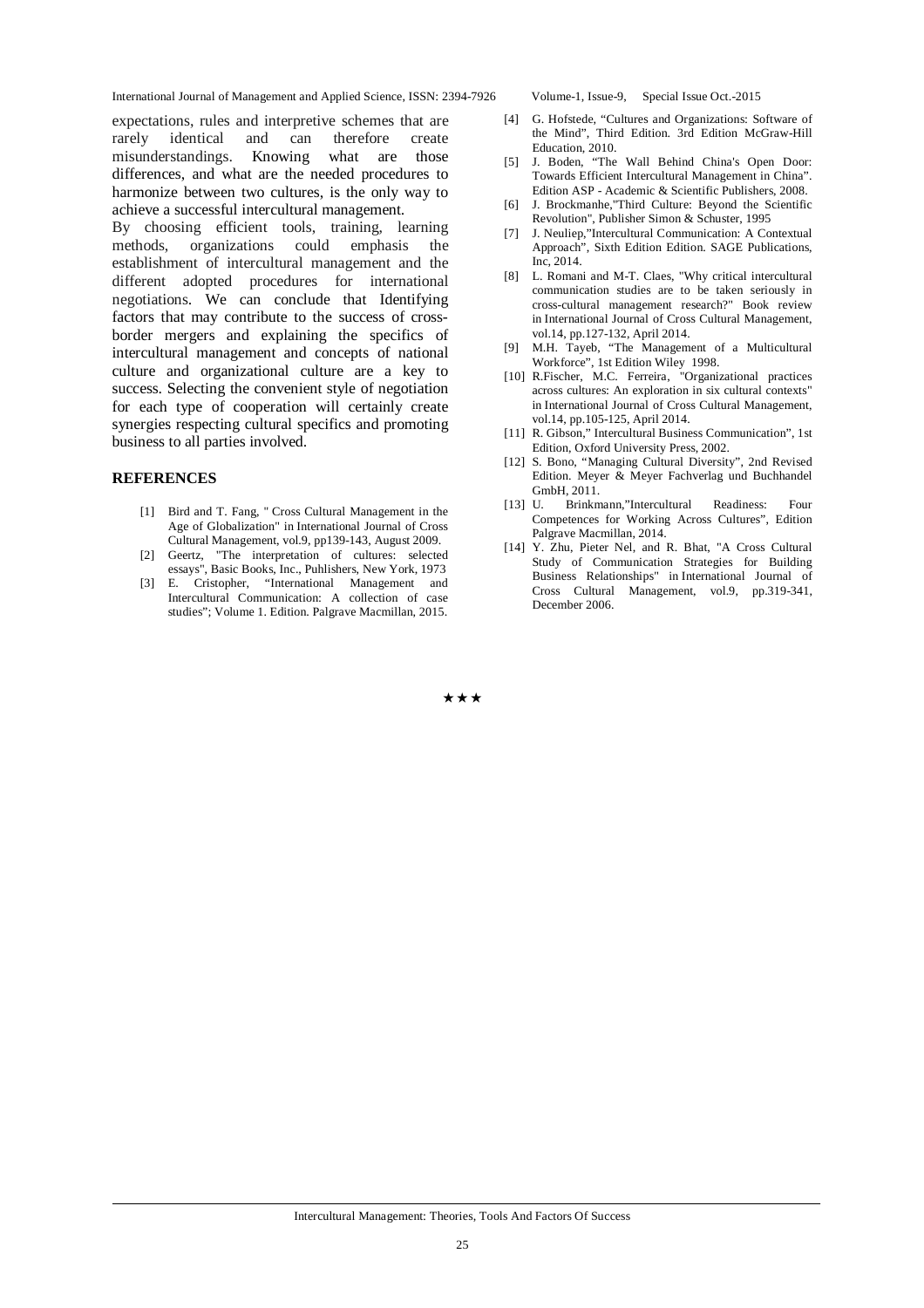expectations, rules and interpretive schemes that are rarely identical and can therefore create misunderstandings. Knowing what are those differences, and what are the needed procedures to harmonize between two cultures, is the only way to achieve a successful intercultural management.

By choosing efficient tools, training, learning methods, organizations could emphasis the establishment of intercultural management and the different adopted procedures for international negotiations. We can conclude that Identifying factors that may contribute to the success of cross-border mergers and explaining the specifics of intercultural management and concepts of national culture and organizational culture are a key to success. Selecting the convenient style of negotiation for each type of cooperation will certainly create synergies respecting cultural specifics and promoting business to all parties involved.

## REFERENCES

[1] Bird and T. Fang, " Cross Cultural Management in the Age of Globalization" in International Journal of Cross Cultural Management, vol.9, pp139-143, August 2009.

[2] Geertz, "The interpretation of cultures: selected essays", Basic Books, Inc., Puhlishers, New York, 1973

[3] E. Cristopher, "International Management and Intercultural Communication: A collection of case studies"; Volume 1. Edition. Palgrave Macmillan, 2015.

[4] G. Hofstede, "Cultures and Organizations: Software of the Mind", Third Edition. 3rd Edition McGraw-Hill Education, 2010.

[5] J. Boden, "The Wall Behind China's Open Door: Towards Efficient Intercultural Management in China". Edition ASP - Academic & Scientific Publishers, 2008.

[6] J. Brockmanhe,"Third Culture: Beyond the Scientific Revolution", Publisher Simon & Schuster, 1995

[7] J. Neuliep,"Intercultural Communication: A Contextual Approach", Sixth Edition Edition. SAGE Publications, Inc, 2014.

[8] L. Romani and M-T. Claes, "Why critical intercultural communication studies are to be taken seriously in cross-cultural management research?" Book review in International Journal of Cross Cultural Management, vol.14, pp.127-132, April 2014.

[9] M.H. Tayeb, "The Management of a Multicultural Workforce", 1st Edition Wiley 1998.

[10] R.Fischer, M.C. Ferreira, "Organizational practices across cultures: An exploration in six cultural contexts" in International Journal of Cross Cultural Management, vol.14, pp.105-125, April 2014.

[11] R. Gibson," Intercultural Business Communication", 1st Edition, Oxford University Press, 2002.

[12] S. Bono, "Managing Cultural Diversity", 2nd Revised Edition. Meyer & Meyer Fachverlag und Buchhandel GmbH, 2011.

[13] U. Brinkmann,"Intercultural Readiness: Four Competences for Working Across Cultures", Edition Palgrave Macmillan, 2014.

[14] Y. Zhu, Pieter Nel, and R. Bhat, "A Cross Cultural Study of Communication Strategies for Building Business Relationships" in International Journal of Cross Cultural Management, vol.9, pp.319-341, December 2006.

★★★